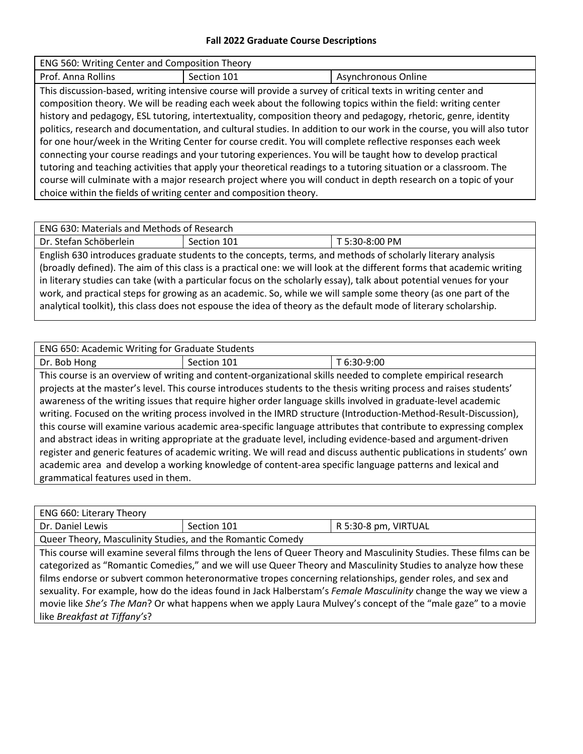# Fall 2022 Graduate Course Descriptions

| ENG 560: Writing Center and Composition Theory | | |
| --- | --- | --- |
| Prof. Anna Rollins | Section 101 | Asynchronous Online |
| This discussion-based, writing intensive course will provide a survey of critical texts in writing center and composition theory. We will be reading each week about the following topics within the field: writing center history and pedagogy, ESL tutoring, intertextuality, composition theory and pedagogy, rhetoric, genre, identity politics, research and documentation, and cultural studies. In addition to our work in the course, you will also tutor for one hour/week in the Writing Center for course credit. You will complete reflective responses each week connecting your course readings and your tutoring experiences. You will be taught how to develop practical tutoring and teaching activities that apply your theoretical readings to a tutoring situation or a classroom. The course will culminate with a major research project where you will conduct in depth research on a topic of your choice within the fields of writing center and composition theory. | | |

| ENG 630: Materials and Methods of Research | | |
| --- | --- | --- |
| Dr. Stefan Schöberlein | Section 101 | T 5:30-8:00 PM |
| English 630 introduces graduate students to the concepts, terms, and methods of scholarly literary analysis (broadly defined). The aim of this class is a practical one: we will look at the different forms that academic writing in literary studies can take (with a particular focus on the scholarly essay), talk about potential venues for your work, and practical steps for growing as an academic. So, while we will sample some theory (as one part of the analytical toolkit), this class does not espouse the idea of theory as the default mode of literary scholarship. | | |

| ENG 650: Academic Writing for Graduate Students | | |
| --- | --- | --- |
| Dr. Bob Hong | Section 101 | T 6:30-9:00 |
| This course is an overview of writing and content-organizational skills needed to complete empirical research projects at the master's level. This course introduces students to the thesis writing process and raises students' awareness of the writing issues that require higher order language skills involved in graduate-level academic writing. Focused on the writing process involved in the IMRD structure (Introduction-Method-Result-Discussion), this course will examine various academic area-specific language attributes that contribute to expressing complex and abstract ideas in writing appropriate at the graduate level, including evidence-based and argument-driven register and generic features of academic writing. We will read and discuss authentic publications in students' own academic area and develop a working knowledge of content-area specific language patterns and lexical and grammatical features used in them. | | |

| ENG 660: Literary Theory | | |
| --- | --- | --- |
| Dr. Daniel Lewis | Section 101 | R 5:30-8 pm, VIRTUAL |
| Queer Theory, Masculinity Studies, and the Romantic Comedy | | |
| This course will examine several films through the lens of Queer Theory and Masculinity Studies. These films can be categorized as "Romantic Comedies," and we will use Queer Theory and Masculinity Studies to analyze how these films endorse or subvert common heteronormative tropes concerning relationships, gender roles, and sex and sexuality. For example, how do the ideas found in Jack Halberstam's *Female Masculinity* change the way we view a movie like *She's The Man*? Or what happens when we apply Laura Mulvey's concept of the "male gaze" to a movie like *Breakfast at Tiffany's*? | | |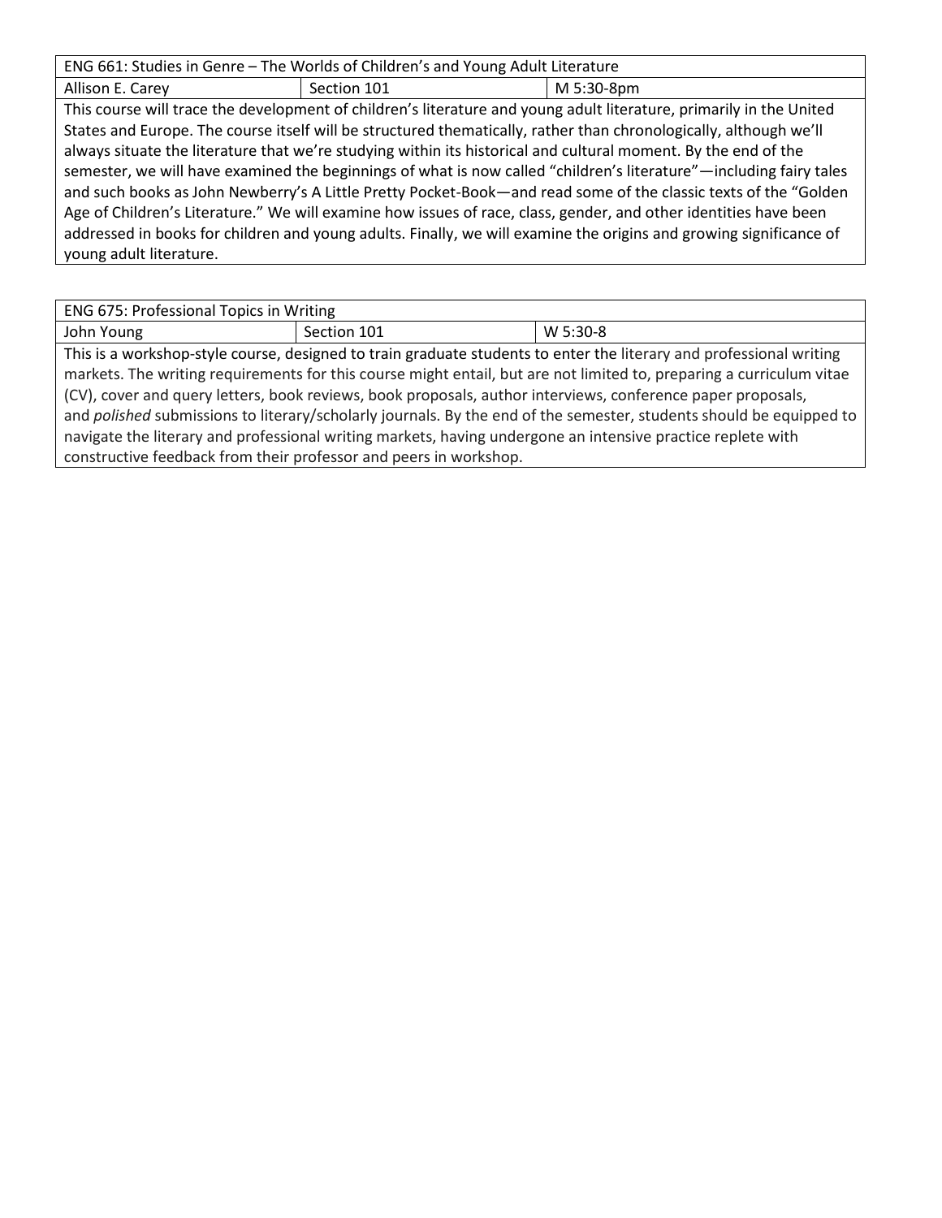| ENG 661: Studies in Genre – The Worlds of Children's and Young Adult Literature | | |
|---|---|---|
| Allison E. Carey | Section 101 | M 5:30-8pm |
| This course will trace the development of children's literature and young adult literature, primarily in the United States and Europe. The course itself will be structured thematically, rather than chronologically, although we'll always situate the literature that we're studying within its historical and cultural moment. By the end of the semester, we will have examined the beginnings of what is now called "children's literature"—including fairy tales and such books as John Newberry's A Little Pretty Pocket-Book—and read some of the classic texts of the "Golden Age of Children's Literature." We will examine how issues of race, class, gender, and other identities have been addressed in books for children and young adults. Finally, we will examine the origins and growing significance of young adult literature. | | |

| ENG 675: Professional Topics in Writing | | |
|---|---|---|
| John Young | Section 101 | W 5:30-8 |
| This is a workshop-style course, designed to train graduate students to enter the literary and professional writing markets. The writing requirements for this course might entail, but are not limited to, preparing a curriculum vitae (CV), cover and query letters, book reviews, book proposals, author interviews, conference paper proposals, and *polished* submissions to literary/scholarly journals. By the end of the semester, students should be equipped to navigate the literary and professional writing markets, having undergone an intensive practice replete with constructive feedback from their professor and peers in workshop. | | |